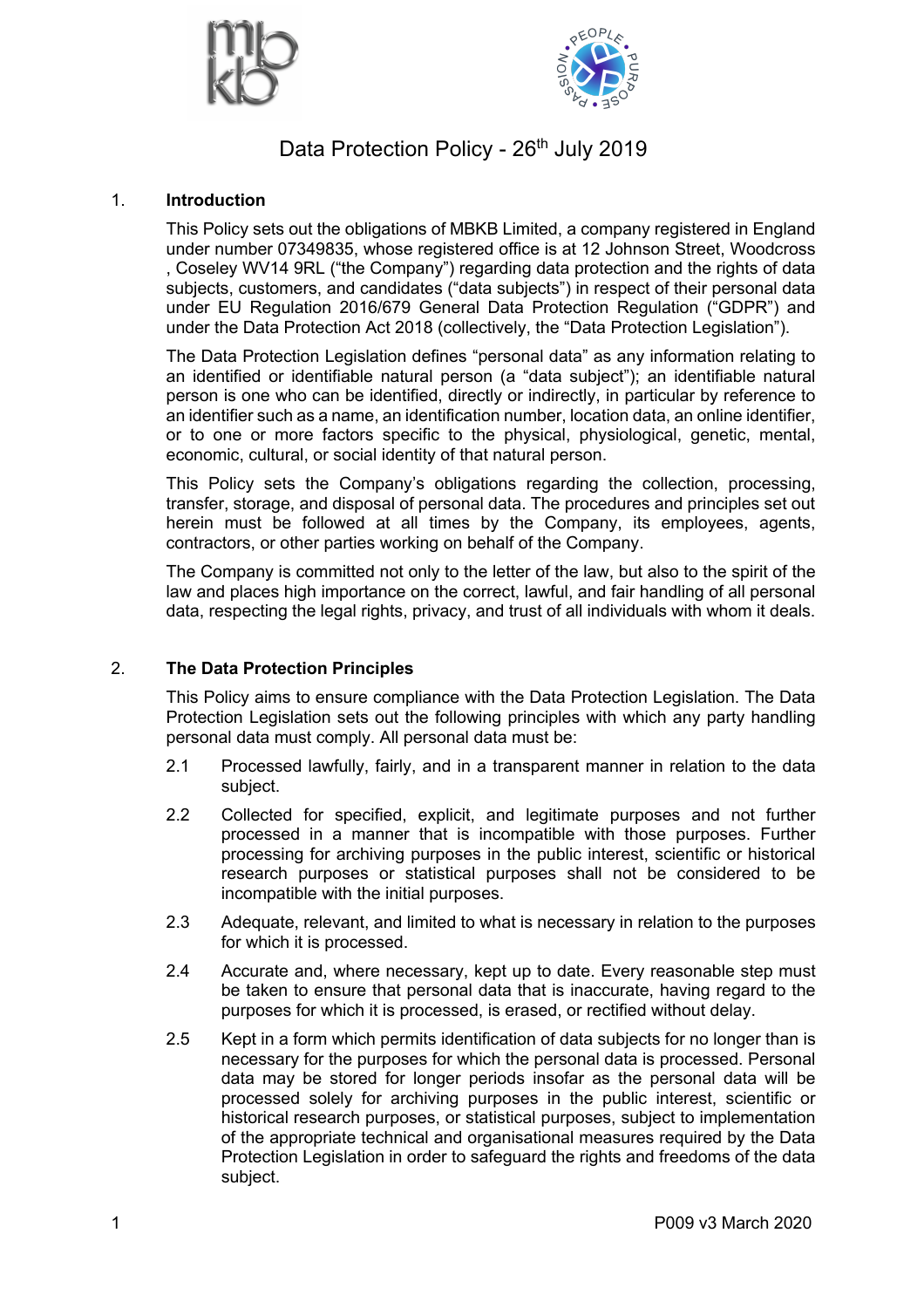# Data Protection Policy - 26th July 2019

## 1. Introduction

This Policy sets out the obligations of MBKB Limited, a company registered in England under number 07349835, whose registered office is at 12 Johnson Street, Woodcross , Coseley WV14 9RL ("the Company") regarding data protection and the rights of data subjects, customers, and candidates ("data subjects") in respect of their personal data under EU Regulation 2016/679 General Data Protection Regulation ("GDPR") and under the Data Protection Act 2018 (collectively, the "Data Protection Legislation").

The Data Protection Legislation defines "personal data" as any information relating to an identified or identifiable natural person (a "data subject"); an identifiable natural person is one who can be identified, directly or indirectly, in particular by reference to an identifier such as a name, an identification number, location data, an online identifier, or to one or more factors specific to the physical, physiological, genetic, mental, economic, cultural, or social identity of that natural person.

This Policy sets the Company's obligations regarding the collection, processing, transfer, storage, and disposal of personal data. The procedures and principles set out herein must be followed at all times by the Company, its employees, agents, contractors, or other parties working on behalf of the Company.

The Company is committed not only to the letter of the law, but also to the spirit of the law and places high importance on the correct, lawful, and fair handling of all personal data, respecting the legal rights, privacy, and trust of all individuals with whom it deals.

## 2. The Data Protection Principles

This Policy aims to ensure compliance with the Data Protection Legislation. The Data Protection Legislation sets out the following principles with which any party handling personal data must comply. All personal data must be:

2.1 Processed lawfully, fairly, and in a transparent manner in relation to the data subject.

2.2 Collected for specified, explicit, and legitimate purposes and not further processed in a manner that is incompatible with those purposes. Further processing for archiving purposes in the public interest, scientific or historical research purposes or statistical purposes shall not be considered to be incompatible with the initial purposes.

2.3 Adequate, relevant, and limited to what is necessary in relation to the purposes for which it is processed.

2.4 Accurate and, where necessary, kept up to date. Every reasonable step must be taken to ensure that personal data that is inaccurate, having regard to the purposes for which it is processed, is erased, or rectified without delay.

2.5 Kept in a form which permits identification of data subjects for no longer than is necessary for the purposes for which the personal data is processed. Personal data may be stored for longer periods insofar as the personal data will be processed solely for archiving purposes in the public interest, scientific or historical research purposes, or statistical purposes, subject to implementation of the appropriate technical and organisational measures required by the Data Protection Legislation in order to safeguard the rights and freedoms of the data subject.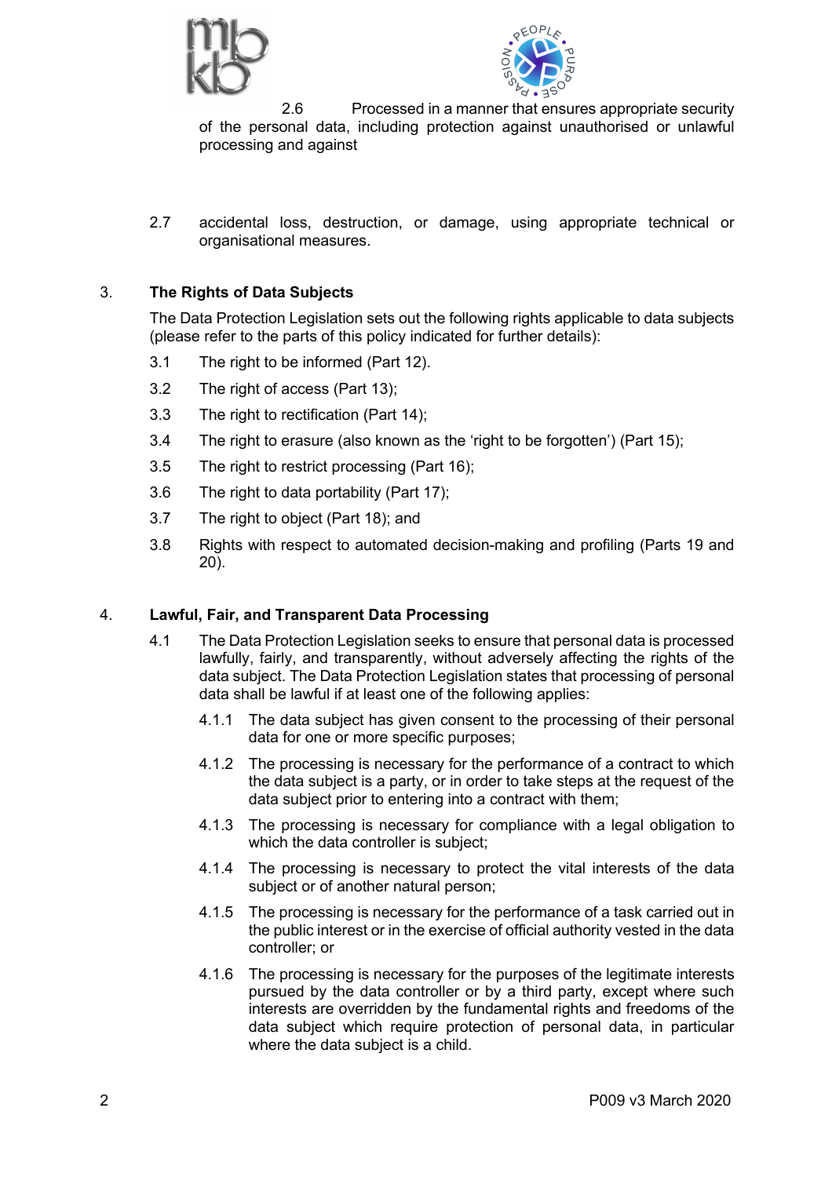2.6 Processed in a manner that ensures appropriate security of the personal data, including protection against unauthorised or unlawful processing and against

2.7 accidental loss, destruction, or damage, using appropriate technical or organisational measures.

## 3. The Rights of Data Subjects

The Data Protection Legislation sets out the following rights applicable to data subjects (please refer to the parts of this policy indicated for further details):

3.1 The right to be informed (Part 12).

3.2 The right of access (Part 13);

3.3 The right to rectification (Part 14);

3.4 The right to erasure (also known as the 'right to be forgotten') (Part 15);

3.5 The right to restrict processing (Part 16);

3.6 The right to data portability (Part 17);

3.7 The right to object (Part 18); and

3.8 Rights with respect to automated decision-making and profiling (Parts 19 and 20).

## 4. Lawful, Fair, and Transparent Data Processing

4.1 The Data Protection Legislation seeks to ensure that personal data is processed lawfully, fairly, and transparently, without adversely affecting the rights of the data subject. The Data Protection Legislation states that processing of personal data shall be lawful if at least one of the following applies:

4.1.1 The data subject has given consent to the processing of their personal data for one or more specific purposes;

4.1.2 The processing is necessary for the performance of a contract to which the data subject is a party, or in order to take steps at the request of the data subject prior to entering into a contract with them;

4.1.3 The processing is necessary for compliance with a legal obligation to which the data controller is subject;

4.1.4 The processing is necessary to protect the vital interests of the data subject or of another natural person;

4.1.5 The processing is necessary for the performance of a task carried out in the public interest or in the exercise of official authority vested in the data controller; or

4.1.6 The processing is necessary for the purposes of the legitimate interests pursued by the data controller or by a third party, except where such interests are overridden by the fundamental rights and freedoms of the data subject which require protection of personal data, in particular where the data subject is a child.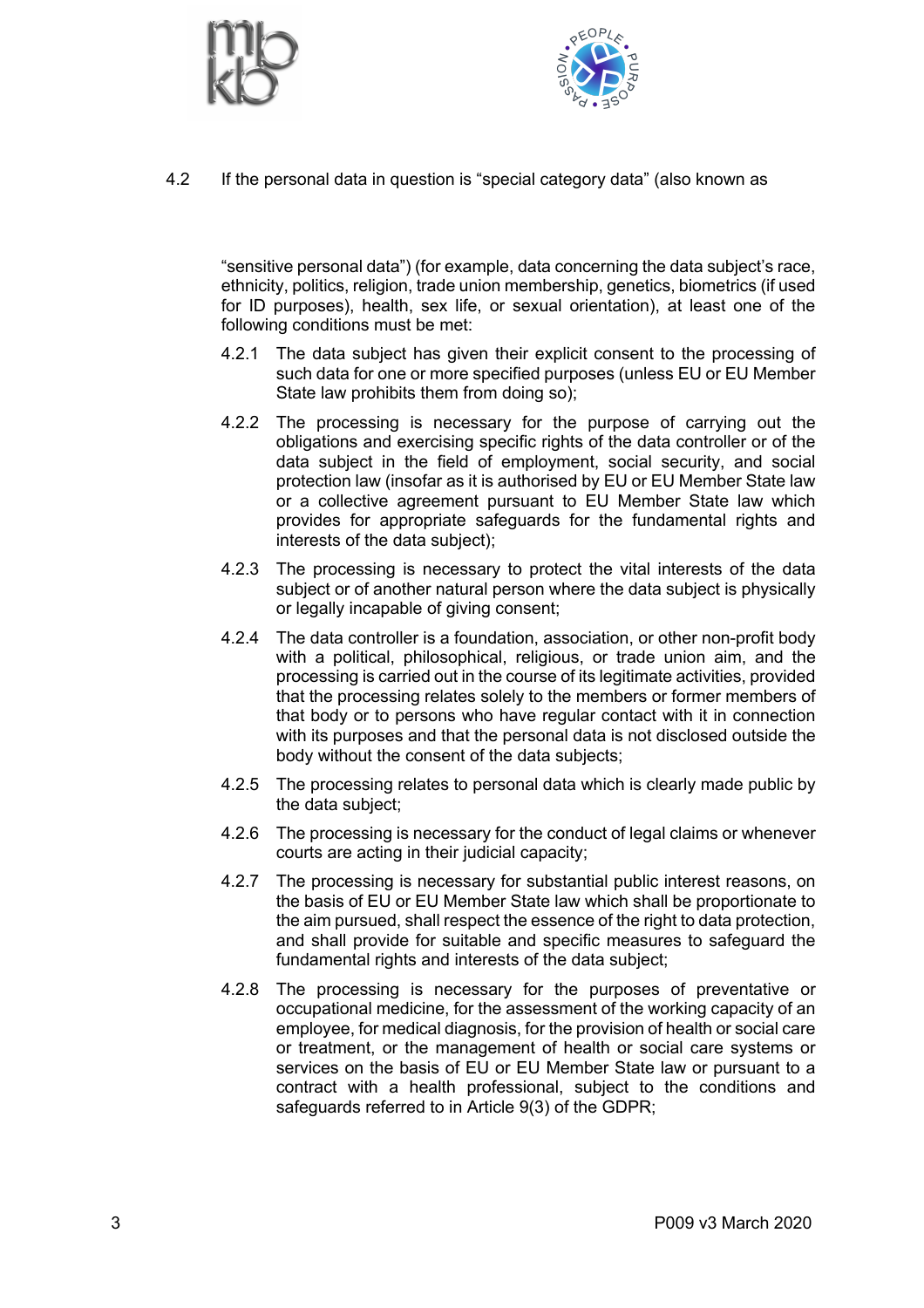4.2 If the personal data in question is "special category data" (also known as "sensitive personal data") (for example, data concerning the data subject's race, ethnicity, politics, religion, trade union membership, genetics, biometrics (if used for ID purposes), health, sex life, or sexual orientation), at least one of the following conditions must be met:

4.2.1 The data subject has given their explicit consent to the processing of such data for one or more specified purposes (unless EU or EU Member State law prohibits them from doing so);

4.2.2 The processing is necessary for the purpose of carrying out the obligations and exercising specific rights of the data controller or of the data subject in the field of employment, social security, and social protection law (insofar as it is authorised by EU or EU Member State law or a collective agreement pursuant to EU Member State law which provides for appropriate safeguards for the fundamental rights and interests of the data subject);

4.2.3 The processing is necessary to protect the vital interests of the data subject or of another natural person where the data subject is physically or legally incapable of giving consent;

4.2.4 The data controller is a foundation, association, or other non-profit body with a political, philosophical, religious, or trade union aim, and the processing is carried out in the course of its legitimate activities, provided that the processing relates solely to the members or former members of that body or to persons who have regular contact with it in connection with its purposes and that the personal data is not disclosed outside the body without the consent of the data subjects;

4.2.5 The processing relates to personal data which is clearly made public by the data subject;

4.2.6 The processing is necessary for the conduct of legal claims or whenever courts are acting in their judicial capacity;

4.2.7 The processing is necessary for substantial public interest reasons, on the basis of EU or EU Member State law which shall be proportionate to the aim pursued, shall respect the essence of the right to data protection, and shall provide for suitable and specific measures to safeguard the fundamental rights and interests of the data subject;

4.2.8 The processing is necessary for the purposes of preventative or occupational medicine, for the assessment of the working capacity of an employee, for medical diagnosis, for the provision of health or social care or treatment, or the management of health or social care systems or services on the basis of EU or EU Member State law or pursuant to a contract with a health professional, subject to the conditions and safeguards referred to in Article 9(3) of the GDPR;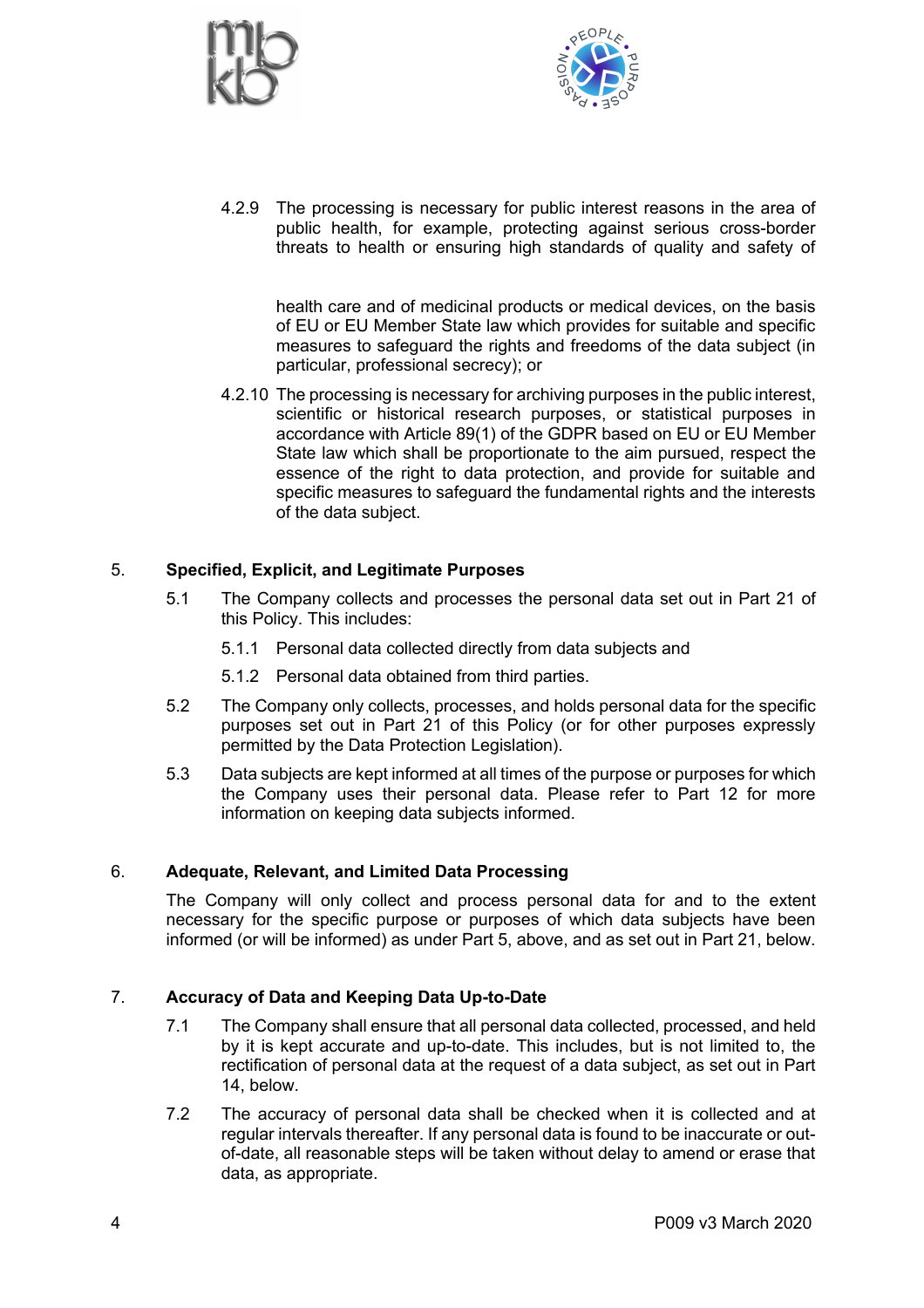4.2.9 The processing is necessary for public interest reasons in the area of public health, for example, protecting against serious cross-border threats to health or ensuring high standards of quality and safety of health care and of medicinal products or medical devices, on the basis of EU or EU Member State law which provides for suitable and specific measures to safeguard the rights and freedoms of the data subject (in particular, professional secrecy); or

4.2.10 The processing is necessary for archiving purposes in the public interest, scientific or historical research purposes, or statistical purposes in accordance with Article 89(1) of the GDPR based on EU or EU Member State law which shall be proportionate to the aim pursued, respect the essence of the right to data protection, and provide for suitable and specific measures to safeguard the fundamental rights and the interests of the data subject.

## 5. Specified, Explicit, and Legitimate Purposes

5.1 The Company collects and processes the personal data set out in Part 21 of this Policy. This includes:

5.1.1 Personal data collected directly from data subjects and

5.1.2 Personal data obtained from third parties.

5.2 The Company only collects, processes, and holds personal data for the specific purposes set out in Part 21 of this Policy (or for other purposes expressly permitted by the Data Protection Legislation).

5.3 Data subjects are kept informed at all times of the purpose or purposes for which the Company uses their personal data. Please refer to Part 12 for more information on keeping data subjects informed.

## 6. Adequate, Relevant, and Limited Data Processing

The Company will only collect and process personal data for and to the extent necessary for the specific purpose or purposes of which data subjects have been informed (or will be informed) as under Part 5, above, and as set out in Part 21, below.

## 7. Accuracy of Data and Keeping Data Up-to-Date

7.1 The Company shall ensure that all personal data collected, processed, and held by it is kept accurate and up-to-date. This includes, but is not limited to, the rectification of personal data at the request of a data subject, as set out in Part 14, below.

7.2 The accuracy of personal data shall be checked when it is collected and at regular intervals thereafter. If any personal data is found to be inaccurate or out-of-date, all reasonable steps will be taken without delay to amend or erase that data, as appropriate.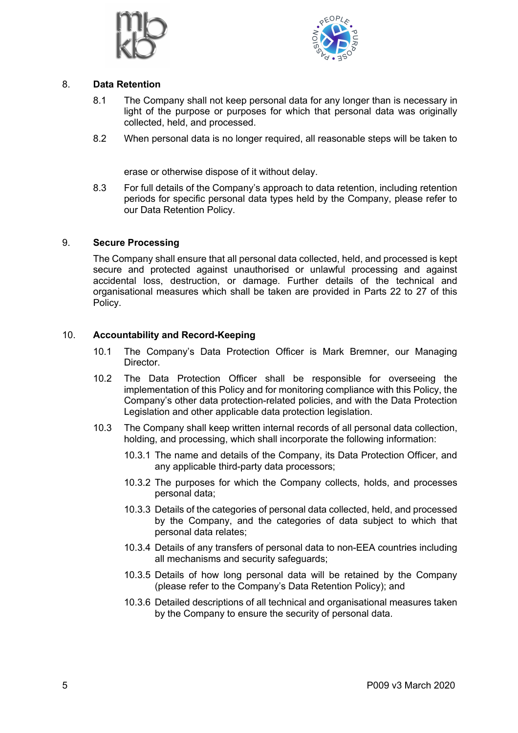## 8. Data Retention

8.1 The Company shall not keep personal data for any longer than is necessary in light of the purpose or purposes for which that personal data was originally collected, held, and processed.

8.2 When personal data is no longer required, all reasonable steps will be taken to erase or otherwise dispose of it without delay.

8.3 For full details of the Company's approach to data retention, including retention periods for specific personal data types held by the Company, please refer to our Data Retention Policy.

## 9. Secure Processing

The Company shall ensure that all personal data collected, held, and processed is kept secure and protected against unauthorised or unlawful processing and against accidental loss, destruction, or damage. Further details of the technical and organisational measures which shall be taken are provided in Parts 22 to 27 of this Policy.

## 10. Accountability and Record-Keeping

10.1 The Company's Data Protection Officer is Mark Bremner, our Managing Director.

10.2 The Data Protection Officer shall be responsible for overseeing the implementation of this Policy and for monitoring compliance with this Policy, the Company's other data protection-related policies, and with the Data Protection Legislation and other applicable data protection legislation.

10.3 The Company shall keep written internal records of all personal data collection, holding, and processing, which shall incorporate the following information:

10.3.1 The name and details of the Company, its Data Protection Officer, and any applicable third-party data processors;

10.3.2 The purposes for which the Company collects, holds, and processes personal data;

10.3.3 Details of the categories of personal data collected, held, and processed by the Company, and the categories of data subject to which that personal data relates;

10.3.4 Details of any transfers of personal data to non-EEA countries including all mechanisms and security safeguards;

10.3.5 Details of how long personal data will be retained by the Company (please refer to the Company's Data Retention Policy); and

10.3.6 Detailed descriptions of all technical and organisational measures taken by the Company to ensure the security of personal data.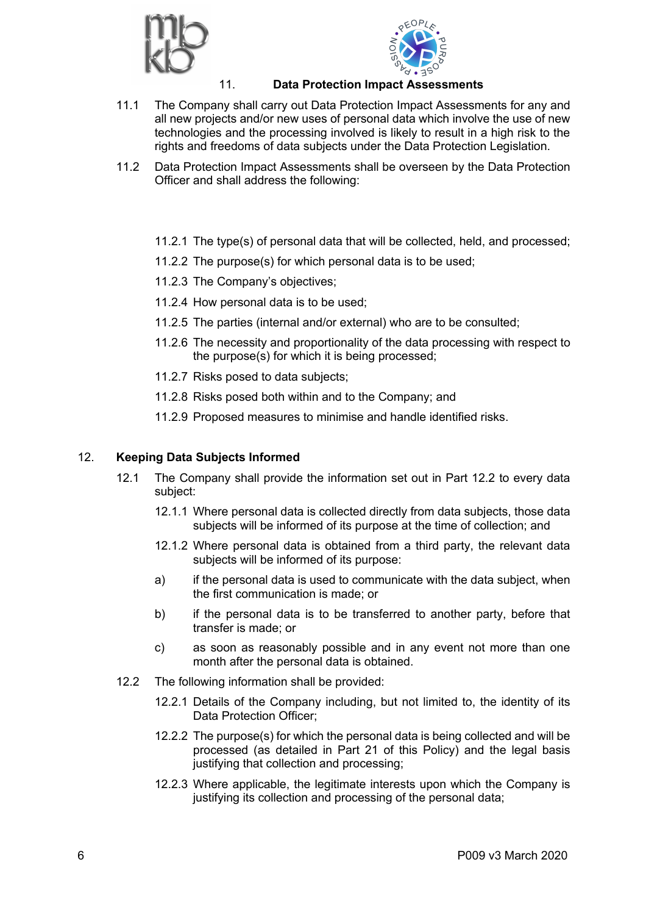## 11. Data Protection Impact Assessments

11.1 The Company shall carry out Data Protection Impact Assessments for any and all new projects and/or new uses of personal data which involve the use of new technologies and the processing involved is likely to result in a high risk to the rights and freedoms of data subjects under the Data Protection Legislation.

11.2 Data Protection Impact Assessments shall be overseen by the Data Protection Officer and shall address the following:

11.2.1 The type(s) of personal data that will be collected, held, and processed;

11.2.2 The purpose(s) for which personal data is to be used;

11.2.3 The Company's objectives;

11.2.4 How personal data is to be used;

11.2.5 The parties (internal and/or external) who are to be consulted;

11.2.6 The necessity and proportionality of the data processing with respect to the purpose(s) for which it is being processed;

11.2.7 Risks posed to data subjects;

11.2.8 Risks posed both within and to the Company; and

11.2.9 Proposed measures to minimise and handle identified risks.

## 12. Keeping Data Subjects Informed

12.1 The Company shall provide the information set out in Part 12.2 to every data subject:

12.1.1 Where personal data is collected directly from data subjects, those data subjects will be informed of its purpose at the time of collection; and

12.1.2 Where personal data is obtained from a third party, the relevant data subjects will be informed of its purpose:

a) if the personal data is used to communicate with the data subject, when the first communication is made; or

b) if the personal data is to be transferred to another party, before that transfer is made; or

c) as soon as reasonably possible and in any event not more than one month after the personal data is obtained.

12.2 The following information shall be provided:

12.2.1 Details of the Company including, but not limited to, the identity of its Data Protection Officer;

12.2.2 The purpose(s) for which the personal data is being collected and will be processed (as detailed in Part 21 of this Policy) and the legal basis justifying that collection and processing;

12.2.3 Where applicable, the legitimate interests upon which the Company is justifying its collection and processing of the personal data;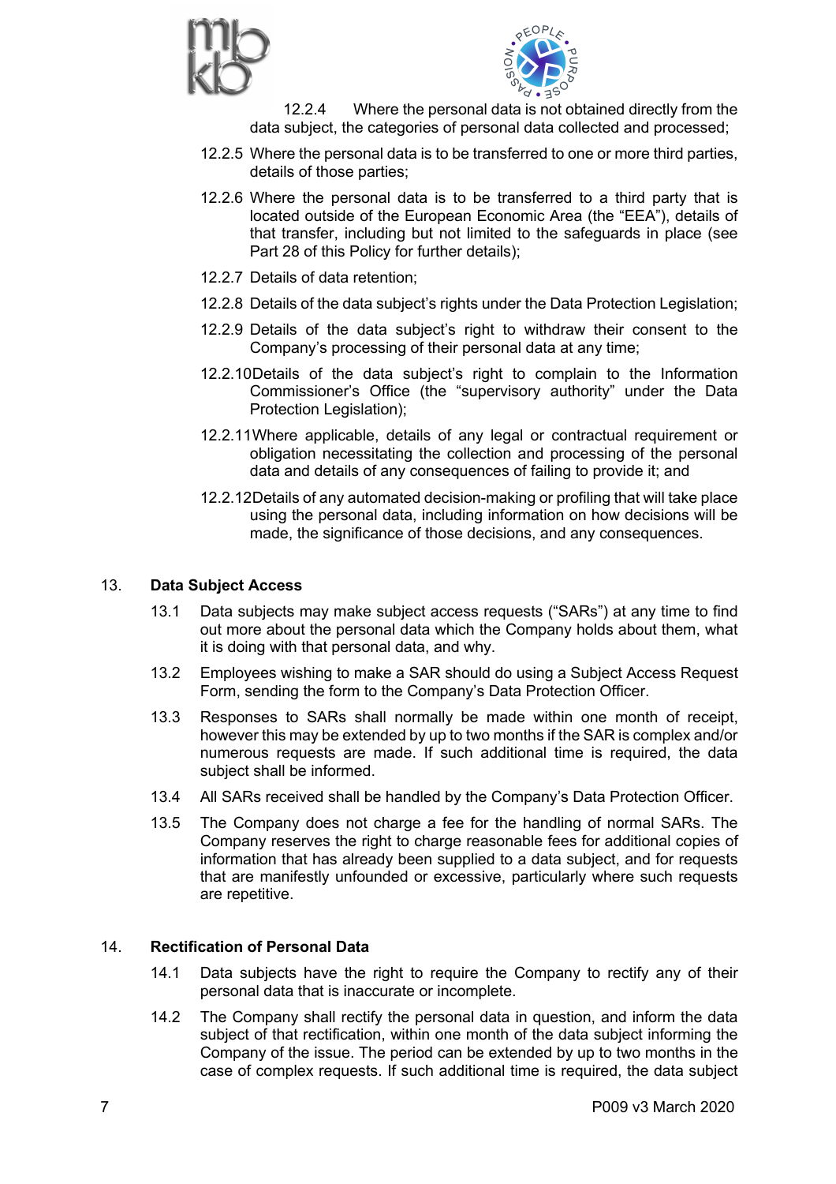12.2.4 Where the personal data is not obtained directly from the data subject, the categories of personal data collected and processed;

12.2.5 Where the personal data is to be transferred to one or more third parties, details of those parties;

12.2.6 Where the personal data is to be transferred to a third party that is located outside of the European Economic Area (the "EEA"), details of that transfer, including but not limited to the safeguards in place (see Part 28 of this Policy for further details);

12.2.7 Details of data retention;

12.2.8 Details of the data subject's rights under the Data Protection Legislation;

12.2.9 Details of the data subject's right to withdraw their consent to the Company's processing of their personal data at any time;

12.2.10 Details of the data subject's right to complain to the Information Commissioner's Office (the "supervisory authority" under the Data Protection Legislation);

12.2.11 Where applicable, details of any legal or contractual requirement or obligation necessitating the collection and processing of the personal data and details of any consequences of failing to provide it; and

12.2.12 Details of any automated decision-making or profiling that will take place using the personal data, including information on how decisions will be made, the significance of those decisions, and any consequences.

## 13. Data Subject Access

13.1 Data subjects may make subject access requests ("SARs") at any time to find out more about the personal data which the Company holds about them, what it is doing with that personal data, and why.

13.2 Employees wishing to make a SAR should do using a Subject Access Request Form, sending the form to the Company's Data Protection Officer.

13.3 Responses to SARs shall normally be made within one month of receipt, however this may be extended by up to two months if the SAR is complex and/or numerous requests are made. If such additional time is required, the data subject shall be informed.

13.4 All SARs received shall be handled by the Company's Data Protection Officer.

13.5 The Company does not charge a fee for the handling of normal SARs. The Company reserves the right to charge reasonable fees for additional copies of information that has already been supplied to a data subject, and for requests that are manifestly unfounded or excessive, particularly where such requests are repetitive.

## 14. Rectification of Personal Data

14.1 Data subjects have the right to require the Company to rectify any of their personal data that is inaccurate or incomplete.

14.2 The Company shall rectify the personal data in question, and inform the data subject of that rectification, within one month of the data subject informing the Company of the issue. The period can be extended by up to two months in the case of complex requests. If such additional time is required, the data subject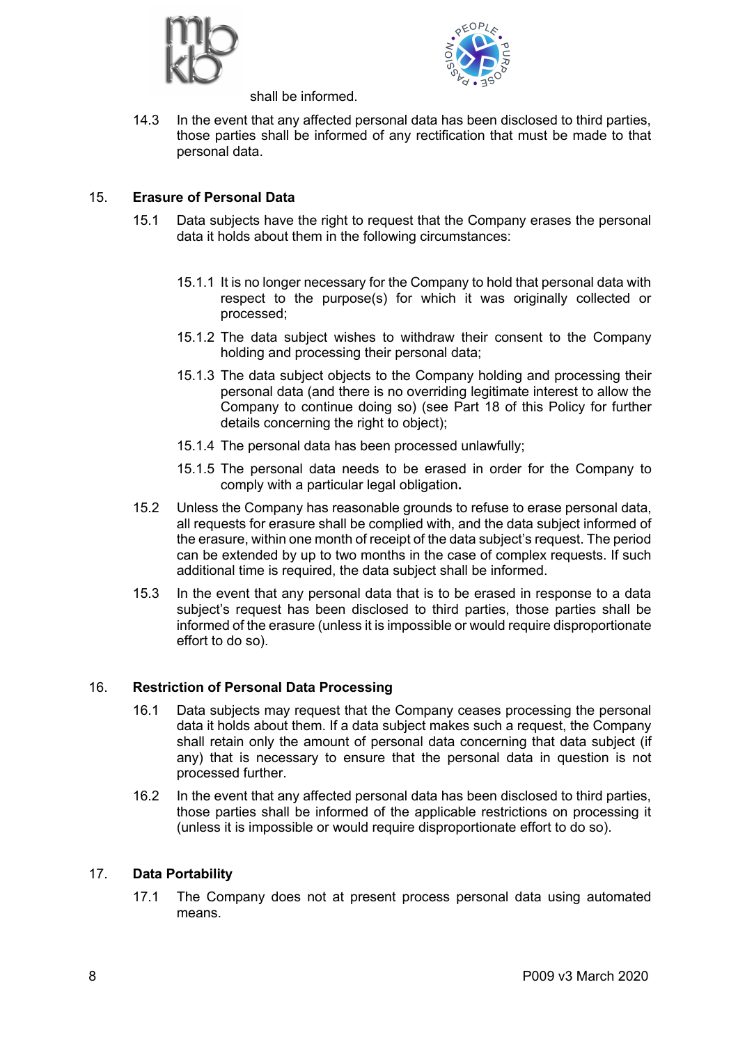shall be informed.

14.3 In the event that any affected personal data has been disclosed to third parties, those parties shall be informed of any rectification that must be made to that personal data.

## 15. Erasure of Personal Data

15.1 Data subjects have the right to request that the Company erases the personal data it holds about them in the following circumstances:

15.1.1 It is no longer necessary for the Company to hold that personal data with respect to the purpose(s) for which it was originally collected or processed;

15.1.2 The data subject wishes to withdraw their consent to the Company holding and processing their personal data;

15.1.3 The data subject objects to the Company holding and processing their personal data (and there is no overriding legitimate interest to allow the Company to continue doing so) (see Part 18 of this Policy for further details concerning the right to object);

15.1.4 The personal data has been processed unlawfully;

15.1.5 The personal data needs to be erased in order for the Company to comply with a particular legal obligation.

15.2 Unless the Company has reasonable grounds to refuse to erase personal data, all requests for erasure shall be complied with, and the data subject informed of the erasure, within one month of receipt of the data subject's request. The period can be extended by up to two months in the case of complex requests. If such additional time is required, the data subject shall be informed.

15.3 In the event that any personal data that is to be erased in response to a data subject's request has been disclosed to third parties, those parties shall be informed of the erasure (unless it is impossible or would require disproportionate effort to do so).

## 16. Restriction of Personal Data Processing

16.1 Data subjects may request that the Company ceases processing the personal data it holds about them. If a data subject makes such a request, the Company shall retain only the amount of personal data concerning that data subject (if any) that is necessary to ensure that the personal data in question is not processed further.

16.2 In the event that any affected personal data has been disclosed to third parties, those parties shall be informed of the applicable restrictions on processing it (unless it is impossible or would require disproportionate effort to do so).

## 17. Data Portability

17.1 The Company does not at present process personal data using automated means.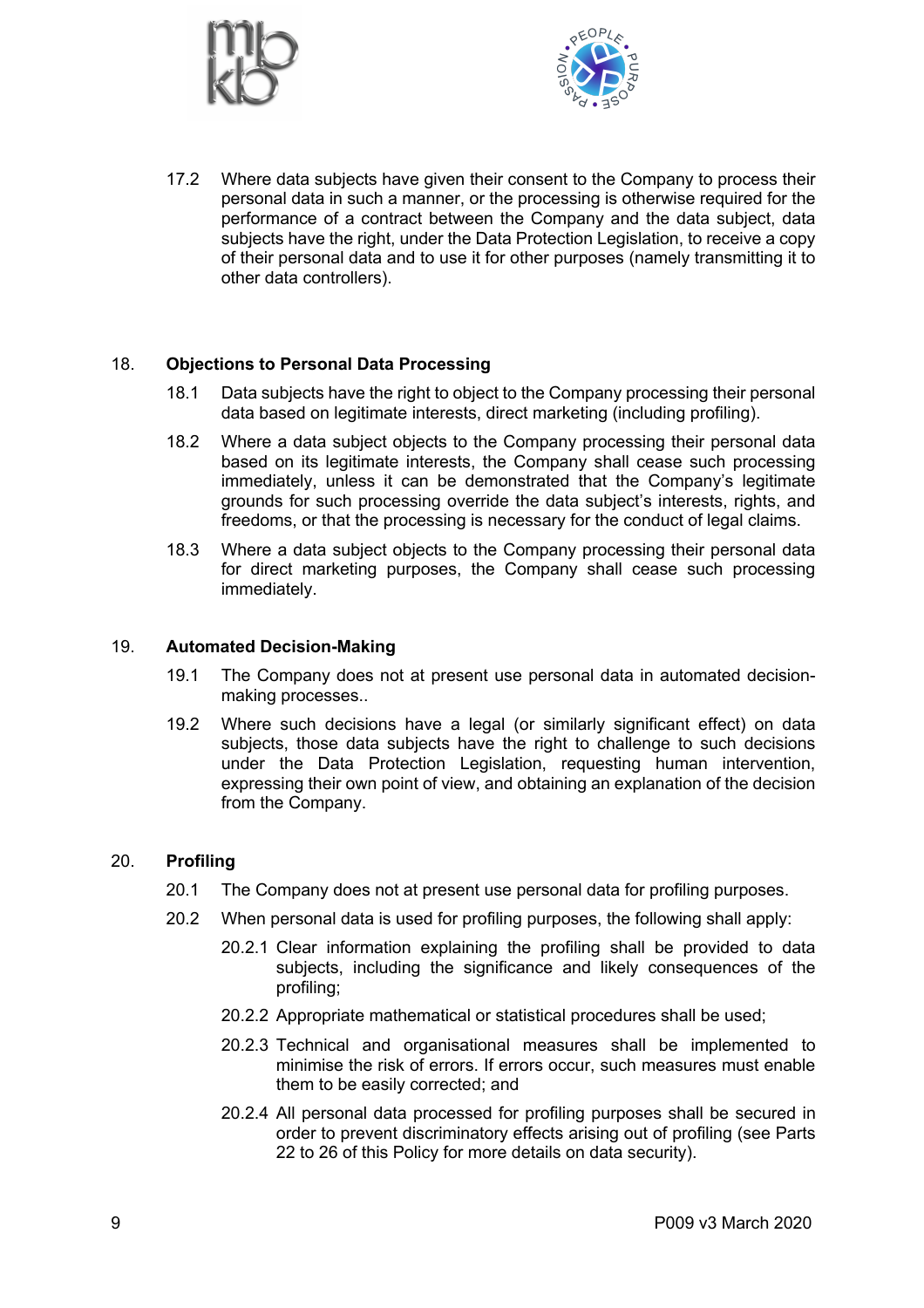17.2 Where data subjects have given their consent to the Company to process their personal data in such a manner, or the processing is otherwise required for the performance of a contract between the Company and the data subject, data subjects have the right, under the Data Protection Legislation, to receive a copy of their personal data and to use it for other purposes (namely transmitting it to other data controllers).

## 18. Objections to Personal Data Processing

18.1 Data subjects have the right to object to the Company processing their personal data based on legitimate interests, direct marketing (including profiling).

18.2 Where a data subject objects to the Company processing their personal data based on its legitimate interests, the Company shall cease such processing immediately, unless it can be demonstrated that the Company's legitimate grounds for such processing override the data subject's interests, rights, and freedoms, or that the processing is necessary for the conduct of legal claims.

18.3 Where a data subject objects to the Company processing their personal data for direct marketing purposes, the Company shall cease such processing immediately.

## 19. Automated Decision-Making

19.1 The Company does not at present use personal data in automated decision-making processes..

19.2 Where such decisions have a legal (or similarly significant effect) on data subjects, those data subjects have the right to challenge to such decisions under the Data Protection Legislation, requesting human intervention, expressing their own point of view, and obtaining an explanation of the decision from the Company.

## 20. Profiling

20.1 The Company does not at present use personal data for profiling purposes.

20.2 When personal data is used for profiling purposes, the following shall apply:

20.2.1 Clear information explaining the profiling shall be provided to data subjects, including the significance and likely consequences of the profiling;

20.2.2 Appropriate mathematical or statistical procedures shall be used;

20.2.3 Technical and organisational measures shall be implemented to minimise the risk of errors. If errors occur, such measures must enable them to be easily corrected; and

20.2.4 All personal data processed for profiling purposes shall be secured in order to prevent discriminatory effects arising out of profiling (see Parts 22 to 26 of this Policy for more details on data security).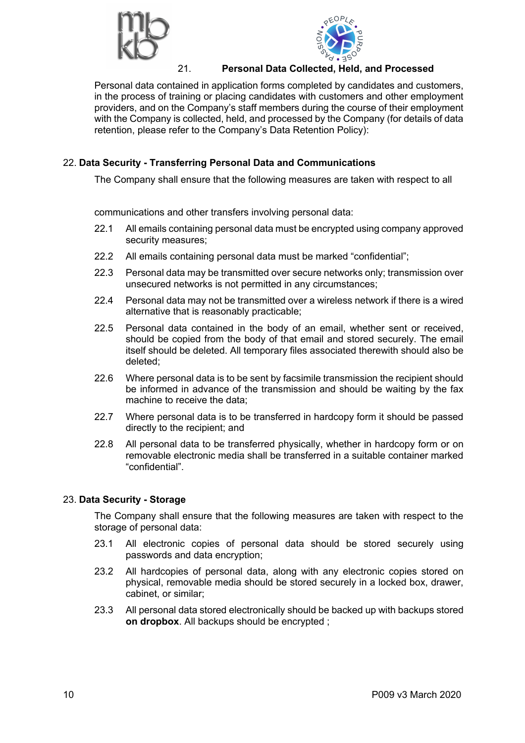## 21. Personal Data Collected, Held, and Processed

Personal data contained in application forms completed by candidates and customers, in the process of training or placing candidates with customers and other employment providers, and on the Company's staff members during the course of their employment with the Company is collected, held, and processed by the Company (for details of data retention, please refer to the Company's Data Retention Policy):

## 22. Data Security - Transferring Personal Data and Communications

The Company shall ensure that the following measures are taken with respect to all communications and other transfers involving personal data:

22.1 All emails containing personal data must be encrypted using company approved security measures;

22.2 All emails containing personal data must be marked "confidential";

22.3 Personal data may be transmitted over secure networks only; transmission over unsecured networks is not permitted in any circumstances;

22.4 Personal data may not be transmitted over a wireless network if there is a wired alternative that is reasonably practicable;

22.5 Personal data contained in the body of an email, whether sent or received, should be copied from the body of that email and stored securely. The email itself should be deleted. All temporary files associated therewith should also be deleted;

22.6 Where personal data is to be sent by facsimile transmission the recipient should be informed in advance of the transmission and should be waiting by the fax machine to receive the data;

22.7 Where personal data is to be transferred in hardcopy form it should be passed directly to the recipient; and

22.8 All personal data to be transferred physically, whether in hardcopy form or on removable electronic media shall be transferred in a suitable container marked "confidential".

## 23. Data Security - Storage

The Company shall ensure that the following measures are taken with respect to the storage of personal data:

23.1 All electronic copies of personal data should be stored securely using passwords and data encryption;

23.2 All hardcopies of personal data, along with any electronic copies stored on physical, removable media should be stored securely in a locked box, drawer, cabinet, or similar;

23.3 All personal data stored electronically should be backed up with backups stored **on dropbox**. All backups should be encrypted ;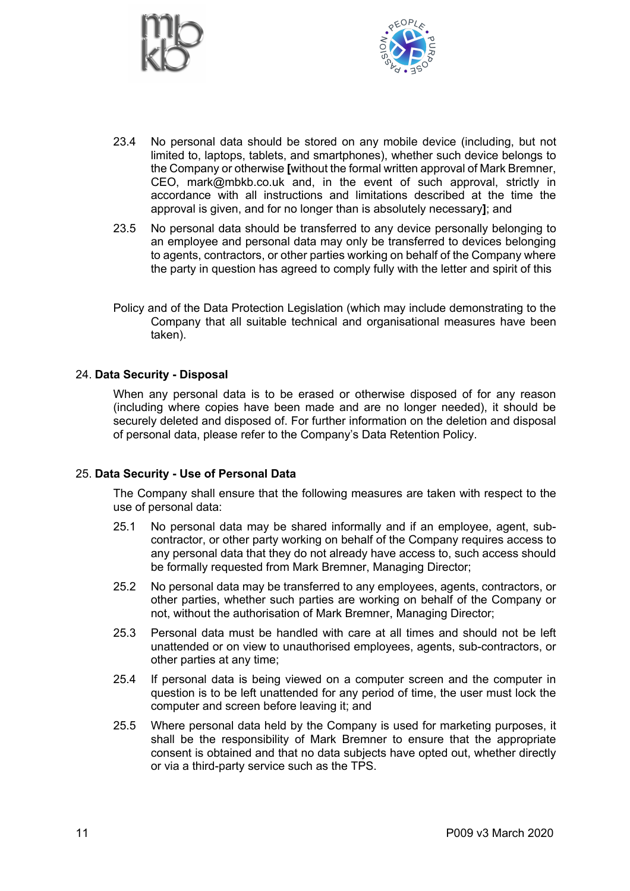23.4 No personal data should be stored on any mobile device (including, but not limited to, laptops, tablets, and smartphones), whether such device belongs to the Company or otherwise **[**without the formal written approval of Mark Bremner, CEO, mark@mbkb.co.uk and, in the event of such approval, strictly in accordance with all instructions and limitations described at the time the approval is given, and for no longer than is absolutely necessary**]**; and

23.5 No personal data should be transferred to any device personally belonging to an employee and personal data may only be transferred to devices belonging to agents, contractors, or other parties working on behalf of the Company where the party in question has agreed to comply fully with the letter and spirit of this Policy and of the Data Protection Legislation (which may include demonstrating to the Company that all suitable technical and organisational measures have been taken).

## 24. Data Security - Disposal

When any personal data is to be erased or otherwise disposed of for any reason (including where copies have been made and are no longer needed), it should be securely deleted and disposed of. For further information on the deletion and disposal of personal data, please refer to the Company's Data Retention Policy.

## 25. Data Security - Use of Personal Data

The Company shall ensure that the following measures are taken with respect to the use of personal data:

25.1 No personal data may be shared informally and if an employee, agent, sub-contractor, or other party working on behalf of the Company requires access to any personal data that they do not already have access to, such access should be formally requested from Mark Bremner, Managing Director;

25.2 No personal data may be transferred to any employees, agents, contractors, or other parties, whether such parties are working on behalf of the Company or not, without the authorisation of Mark Bremner, Managing Director;

25.3 Personal data must be handled with care at all times and should not be left unattended or on view to unauthorised employees, agents, sub-contractors, or other parties at any time;

25.4 If personal data is being viewed on a computer screen and the computer in question is to be left unattended for any period of time, the user must lock the computer and screen before leaving it; and

25.5 Where personal data held by the Company is used for marketing purposes, it shall be the responsibility of Mark Bremner to ensure that the appropriate consent is obtained and that no data subjects have opted out, whether directly or via a third-party service such as the TPS.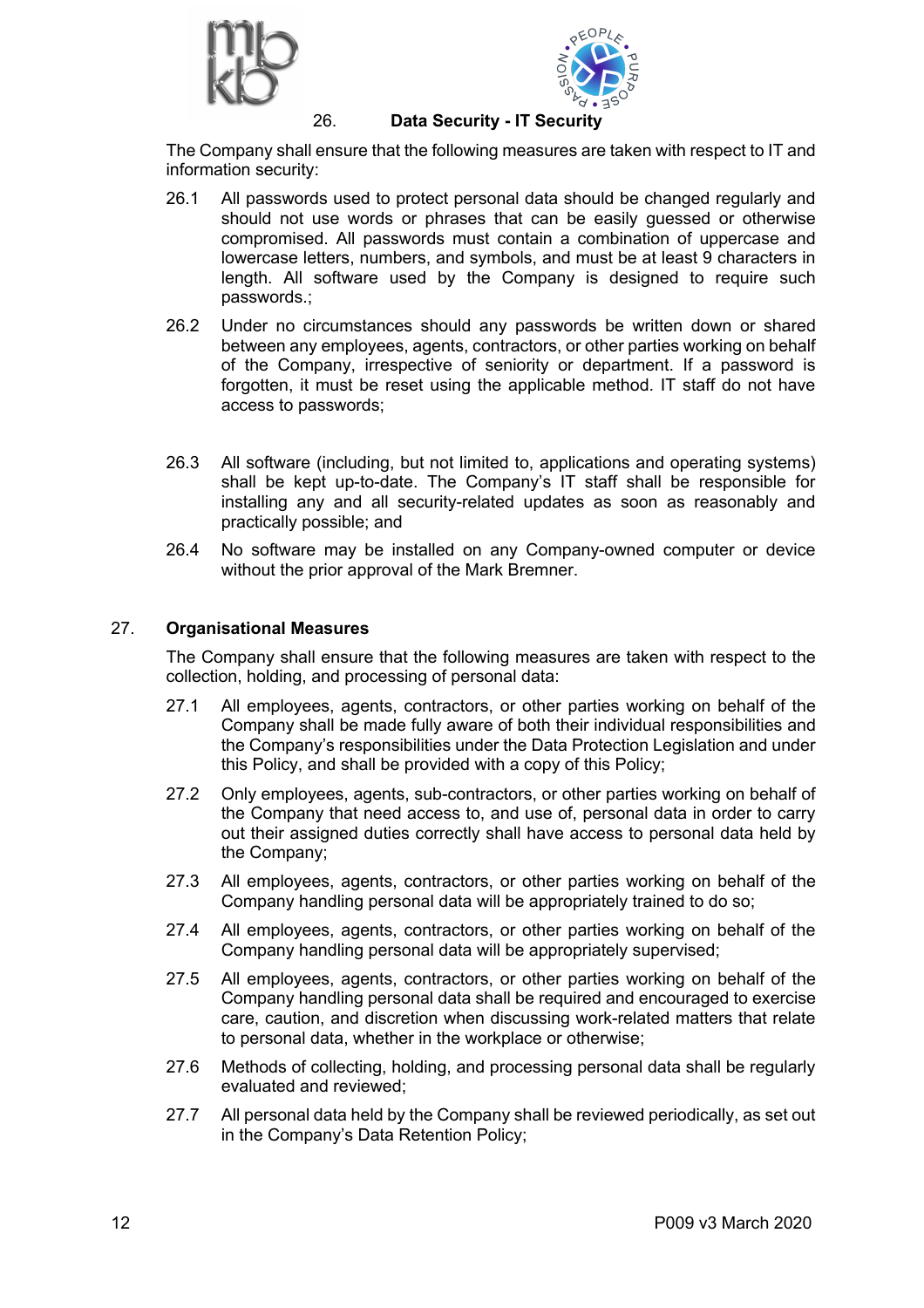## 26. Data Security - IT Security

The Company shall ensure that the following measures are taken with respect to IT and information security:

26.1 All passwords used to protect personal data should be changed regularly and should not use words or phrases that can be easily guessed or otherwise compromised. All passwords must contain a combination of uppercase and lowercase letters, numbers, and symbols, and must be at least 9 characters in length. All software used by the Company is designed to require such passwords.;

26.2 Under no circumstances should any passwords be written down or shared between any employees, agents, contractors, or other parties working on behalf of the Company, irrespective of seniority or department. If a password is forgotten, it must be reset using the applicable method. IT staff do not have access to passwords;

26.3 All software (including, but not limited to, applications and operating systems) shall be kept up-to-date. The Company's IT staff shall be responsible for installing any and all security-related updates as soon as reasonably and practically possible; and

26.4 No software may be installed on any Company-owned computer or device without the prior approval of the Mark Bremner.

## 27. Organisational Measures

The Company shall ensure that the following measures are taken with respect to the collection, holding, and processing of personal data:

27.1 All employees, agents, contractors, or other parties working on behalf of the Company shall be made fully aware of both their individual responsibilities and the Company's responsibilities under the Data Protection Legislation and under this Policy, and shall be provided with a copy of this Policy;

27.2 Only employees, agents, sub-contractors, or other parties working on behalf of the Company that need access to, and use of, personal data in order to carry out their assigned duties correctly shall have access to personal data held by the Company;

27.3 All employees, agents, contractors, or other parties working on behalf of the Company handling personal data will be appropriately trained to do so;

27.4 All employees, agents, contractors, or other parties working on behalf of the Company handling personal data will be appropriately supervised;

27.5 All employees, agents, contractors, or other parties working on behalf of the Company handling personal data shall be required and encouraged to exercise care, caution, and discretion when discussing work-related matters that relate to personal data, whether in the workplace or otherwise;

27.6 Methods of collecting, holding, and processing personal data shall be regularly evaluated and reviewed;

27.7 All personal data held by the Company shall be reviewed periodically, as set out in the Company's Data Retention Policy;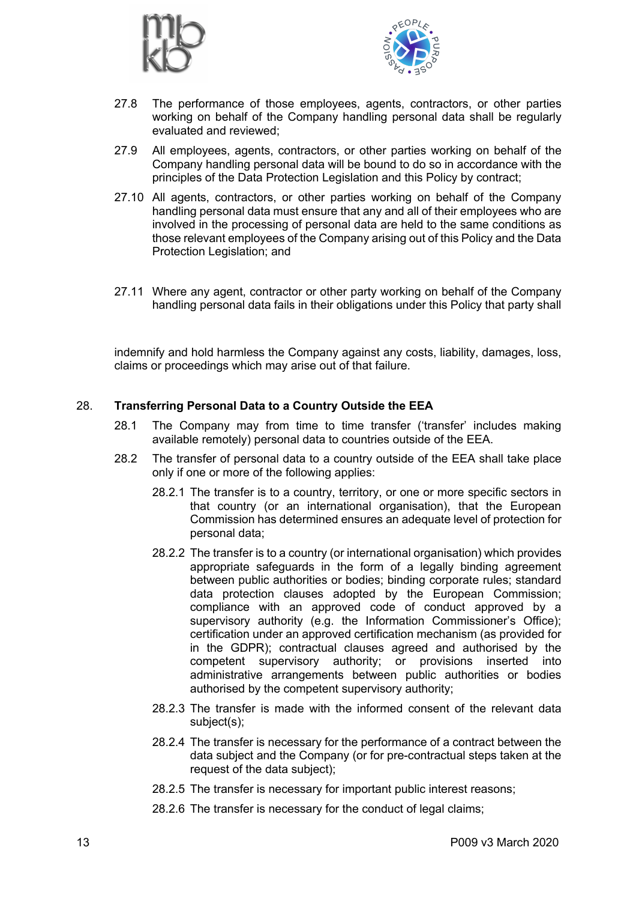27.8 The performance of those employees, agents, contractors, or other parties working on behalf of the Company handling personal data shall be regularly evaluated and reviewed;

27.9 All employees, agents, contractors, or other parties working on behalf of the Company handling personal data will be bound to do so in accordance with the principles of the Data Protection Legislation and this Policy by contract;

27.10 All agents, contractors, or other parties working on behalf of the Company handling personal data must ensure that any and all of their employees who are involved in the processing of personal data are held to the same conditions as those relevant employees of the Company arising out of this Policy and the Data Protection Legislation; and

27.11 Where any agent, contractor or other party working on behalf of the Company handling personal data fails in their obligations under this Policy that party shall

indemnify and hold harmless the Company against any costs, liability, damages, loss, claims or proceedings which may arise out of that failure.

## 28. Transferring Personal Data to a Country Outside the EEA

28.1 The Company may from time to time transfer ('transfer' includes making available remotely) personal data to countries outside of the EEA.

28.2 The transfer of personal data to a country outside of the EEA shall take place only if one or more of the following applies:

28.2.1 The transfer is to a country, territory, or one or more specific sectors in that country (or an international organisation), that the European Commission has determined ensures an adequate level of protection for personal data;

28.2.2 The transfer is to a country (or international organisation) which provides appropriate safeguards in the form of a legally binding agreement between public authorities or bodies; binding corporate rules; standard data protection clauses adopted by the European Commission; compliance with an approved code of conduct approved by a supervisory authority (e.g. the Information Commissioner's Office); certification under an approved certification mechanism (as provided for in the GDPR); contractual clauses agreed and authorised by the competent supervisory authority; or provisions inserted into administrative arrangements between public authorities or bodies authorised by the competent supervisory authority;

28.2.3 The transfer is made with the informed consent of the relevant data subject(s);

28.2.4 The transfer is necessary for the performance of a contract between the data subject and the Company (or for pre-contractual steps taken at the request of the data subject);

28.2.5 The transfer is necessary for important public interest reasons;

28.2.6 The transfer is necessary for the conduct of legal claims;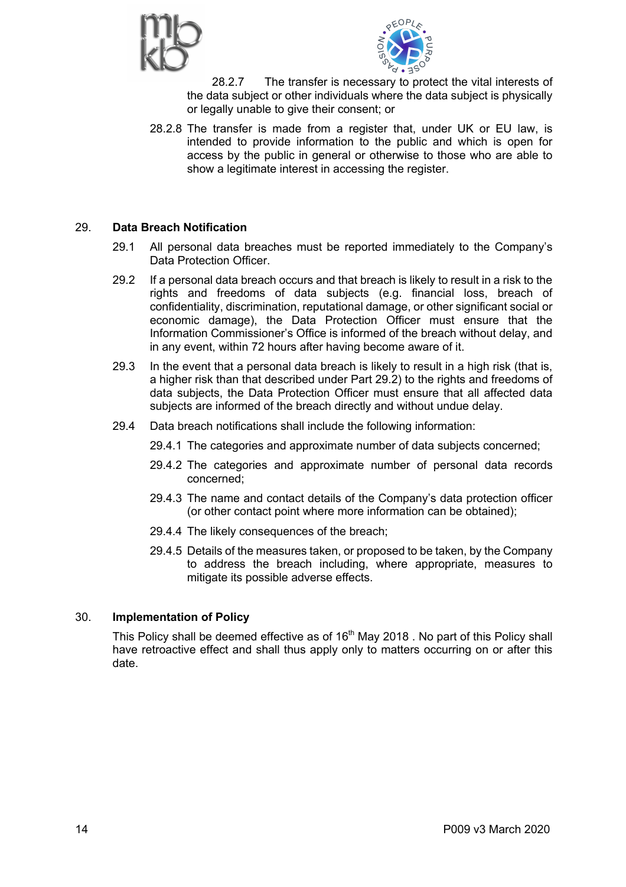28.2.7 The transfer is necessary to protect the vital interests of the data subject or other individuals where the data subject is physically or legally unable to give their consent; or

28.2.8 The transfer is made from a register that, under UK or EU law, is intended to provide information to the public and which is open for access by the public in general or otherwise to those who are able to show a legitimate interest in accessing the register.

## 29. Data Breach Notification

29.1 All personal data breaches must be reported immediately to the Company's Data Protection Officer.

29.2 If a personal data breach occurs and that breach is likely to result in a risk to the rights and freedoms of data subjects (e.g. financial loss, breach of confidentiality, discrimination, reputational damage, or other significant social or economic damage), the Data Protection Officer must ensure that the Information Commissioner's Office is informed of the breach without delay, and in any event, within 72 hours after having become aware of it.

29.3 In the event that a personal data breach is likely to result in a high risk (that is, a higher risk than that described under Part 29.2) to the rights and freedoms of data subjects, the Data Protection Officer must ensure that all affected data subjects are informed of the breach directly and without undue delay.

29.4 Data breach notifications shall include the following information:

29.4.1 The categories and approximate number of data subjects concerned;

29.4.2 The categories and approximate number of personal data records concerned;

29.4.3 The name and contact details of the Company's data protection officer (or other contact point where more information can be obtained);

29.4.4 The likely consequences of the breach;

29.4.5 Details of the measures taken, or proposed to be taken, by the Company to address the breach including, where appropriate, measures to mitigate its possible adverse effects.

## 30. Implementation of Policy

This Policy shall be deemed effective as of 16th May 2018 . No part of this Policy shall have retroactive effect and shall thus apply only to matters occurring on or after this date.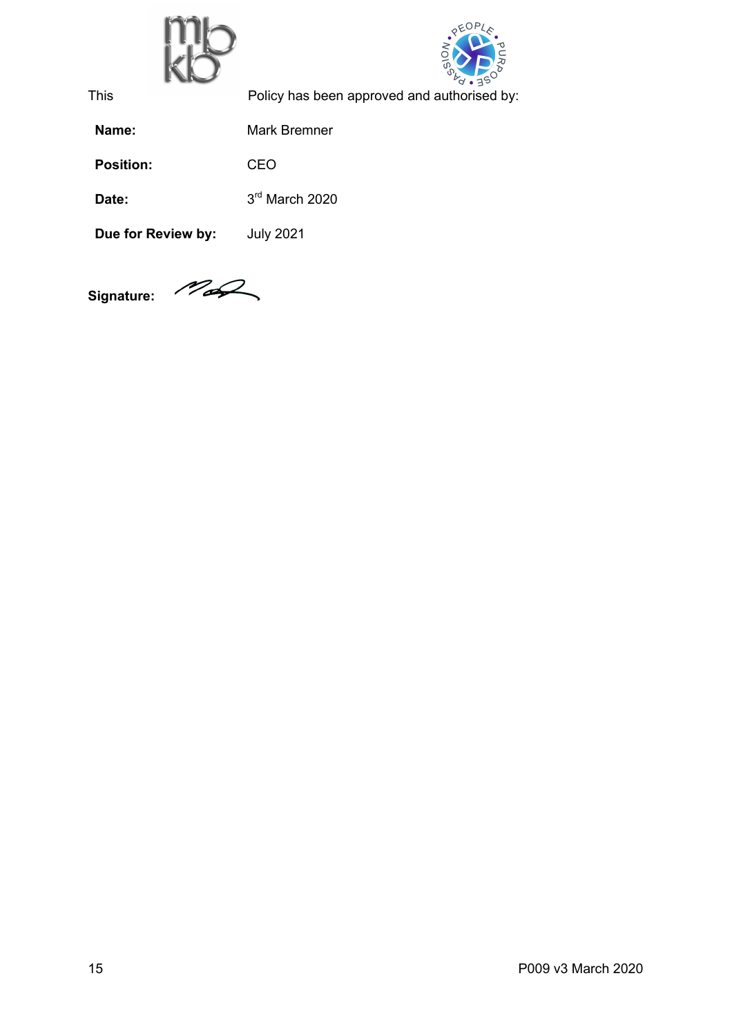This Policy has been approved and authorised by:

| | |
|---|---|
| **Name:** | Mark Bremner |
| **Position:** | CEO |
| **Date:** | 3rd March 2020 |
| **Due for Review by:** | July 2021 |

**Signature:**